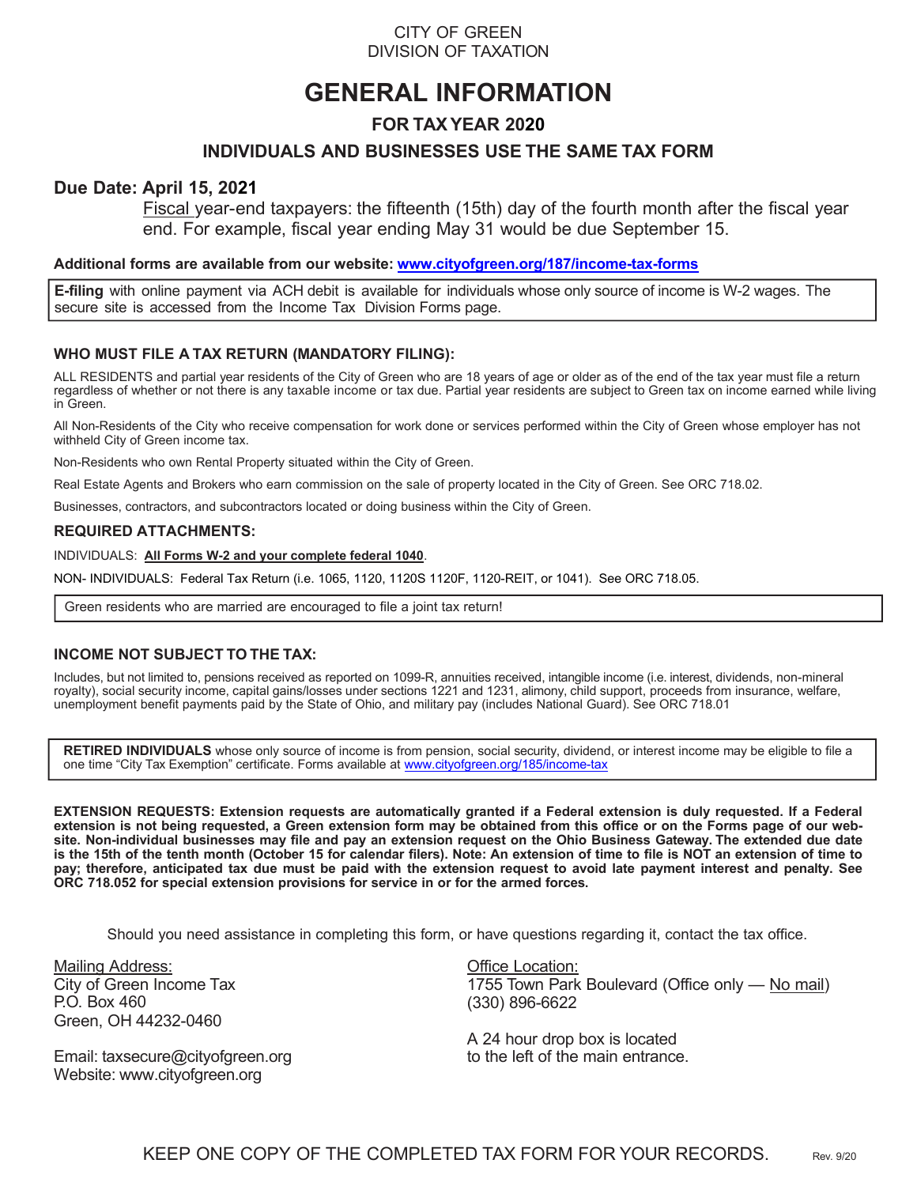CITY OF GREEN
DIVISION OF TAXATION

# GENERAL INFORMATION

## FOR TAX YEAR 2020

## INDIVIDUALS AND BUSINESSES USE THE SAME TAX FORM

**Due Date: April 15, 2021**

Fiscal year-end taxpayers: the fifteenth (15th) day of the fourth month after the fiscal year end. For example, fiscal year ending May 31 would be due September 15.

**Additional forms are available from our website: www.cityofgreen.org/187/income-tax-forms**

**E-filing** with online payment via ACH debit is available for individuals whose only source of income is W-2 wages. The secure site is accessed from the Income Tax Division Forms page.

### WHO MUST FILE A TAX RETURN (MANDATORY FILING):

ALL RESIDENTS and partial year residents of the City of Green who are 18 years of age or older as of the end of the tax year must file a return regardless of whether or not there is any taxable income or tax due. Partial year residents are subject to Green tax on income earned while living in Green.

All Non-Residents of the City who receive compensation for work done or services performed within the City of Green whose employer has not withheld City of Green income tax.

Non-Residents who own Rental Property situated within the City of Green.

Real Estate Agents and Brokers who earn commission on the sale of property located in the City of Green. See ORC 718.02.

Businesses, contractors, and subcontractors located or doing business within the City of Green.

### REQUIRED ATTACHMENTS:

INDIVIDUALS: **All Forms W-2 and your complete federal 1040**.

NON- INDIVIDUALS: Federal Tax Return (i.e. 1065, 1120, 1120S 1120F, 1120-REIT, or 1041). See ORC 718.05.

Green residents who are married are encouraged to file a joint tax return!

### INCOME NOT SUBJECT TO THE TAX:

Includes, but not limited to, pensions received as reported on 1099-R, annuities received, intangible income (i.e. interest, dividends, non-mineral royalty), social security income, capital gains/losses under sections 1221 and 1231, alimony, child support, proceeds from insurance, welfare, unemployment benefit payments paid by the State of Ohio, and military pay (includes National Guard). See ORC 718.01

**RETIRED INDIVIDUALS** whose only source of income is from pension, social security, dividend, or interest income may be eligible to file a one time "City Tax Exemption" certificate. Forms available at www.cityofgreen.org/185/income-tax

**EXTENSION REQUESTS: Extension requests are automatically granted if a Federal extension is duly requested. If a Federal extension is not being requested, a Green extension form may be obtained from this office or on the Forms page of our website. Non-individual businesses may file and pay an extension request on the Ohio Business Gateway. The extended due date is the 15th of the tenth month (October 15 for calendar filers). Note: An extension of time to file is NOT an extension of time to pay; therefore, anticipated tax due must be paid with the extension request to avoid late payment interest and penalty. See ORC 718.052 for special extension provisions for service in or for the armed forces.**

Should you need assistance in completing this form, or have questions regarding it, contact the tax office.

Mailing Address:
City of Green Income Tax
P.O. Box 460
Green, OH 44232-0460

Email: taxsecure@cityofgreen.org
Website: www.cityofgreen.org

Office Location:
1755 Town Park Boulevard (Office only — No mail)
(330) 896-6622

A 24 hour drop box is located to the left of the main entrance.

KEEP ONE COPY OF THE COMPLETED TAX FORM FOR YOUR RECORDS.

Rev. 9/20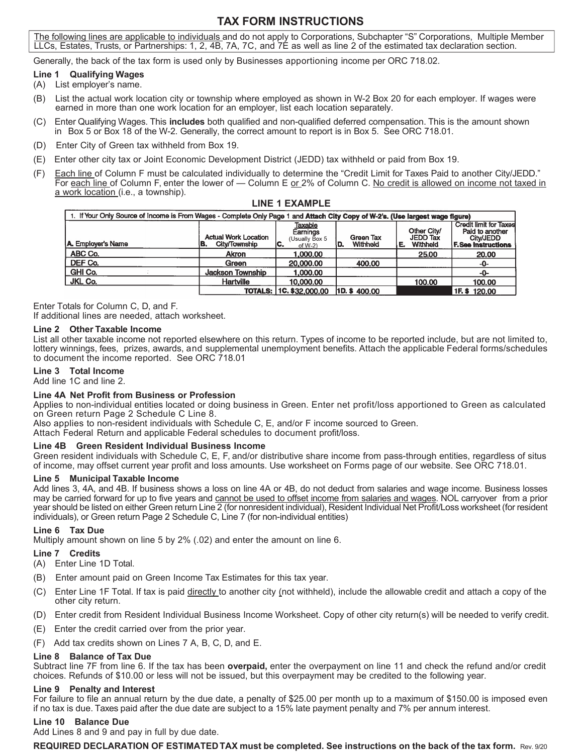# TAX FORM INSTRUCTIONS

The following lines are applicable to individuals and do not apply to Corporations, Subchapter "S" Corporations, Multiple Member LLCs, Estates, Trusts, or Partnerships: 1, 2, 4B, 7A, 7C, and 7E as well as line 2 of the estimated tax declaration section.

Generally, the back of the tax form is used only by Businesses apportioning income per ORC 718.02.

### Line 1 Qualifying Wages

(A) List employer's name.

(B) List the actual work location city or township where employed as shown in W-2 Box 20 for each employer. If wages were earned in more than one work location for an employer, list each location separately.

(C) Enter Qualifying Wages. This **includes** both qualified and non-qualified deferred compensation. This is the amount shown in Box 5 or Box 18 of the W-2. Generally, the correct amount to report is in Box 5. See ORC 718.01.

(D) Enter City of Green tax withheld from Box 19.

(E) Enter other city tax or Joint Economic Development District (JEDD) tax withheld or paid from Box 19.

(F) Each line of Column F must be calculated individually to determine the "Credit Limit for Taxes Paid to another City/JEDD." For each line of Column F, enter the lower of — Column E or 2% of Column C. No credit is allowed on income not taxed in a work location (i.e., a township).

**LINE 1 EXAMPLE**

1. If Your Only Source of Income is From Wages - Complete Only Page 1 and **Attach City Copy of W-2's. (Use largest wage figure)**

| A. Employer's Name | B. Actual Work Location City/Township | C. Taxable Earnings (Usually Box 5 of W-2) | D. Green Tax Withheld | E. Other City/ JEDD Tax Withheld | Credit limit for Taxes Paid to another City/JEDD F. See Instructions |
|---|---|---|---|---|---|
| ABC Co. | Akron | 1,000.00 | | 25.00 | 20.00 |
| DEF Co. | Green | 20,000.00 | 400.00 | | -0- |
| GHI Co. | Jackson Township | 1,000.00 | | | -0- |
| JKL Co. | Hartville | 10,000.00 | | 100.00 | 100.00 |
| | TOTALS: | 1C. $32,000.00 | 1D. $ 400.00 | | 1F. $ 120.00 |

Enter Totals for Column C, D, and F.
If additional lines are needed, attach worksheet.

### Line 2 Other Taxable Income

List all other taxable income not reported elsewhere on this return. Types of income to be reported include, but are not limited to, lottery winnings, fees, prizes, awards, and supplemental unemployment benefits. Attach the applicable Federal forms/schedules to document the income reported. See ORC 718.01

### Line 3 Total Income

Add line 1C and line 2.

### Line 4A Net Profit from Business or Profession

Applies to non-individual entities located or doing business in Green. Enter net profit/loss apportioned to Green as calculated on Green return Page 2 Schedule C Line 8.
Also applies to non-resident individuals with Schedule C, E, and/or F income sourced to Green.
Attach Federal Return and applicable Federal schedules to document profit/loss.

### Line 4B Green Resident Individual Business Income

Green resident individuals with Schedule C, E, F, and/or distributive share income from pass-through entities, regardless of situs of income, may offset current year profit and loss amounts. Use worksheet on Forms page of our website. See ORC 718.01.

### Line 5 Municipal Taxable Income

Add lines 3, 4A, and 4B. If business shows a loss on line 4A or 4B, do not deduct from salaries and wage income. Business losses may be carried forward for up to five years and cannot be used to offset income from salaries and wages. NOL carryover from a prior year should be listed on either Green return Line 2 (for nonresident individual), Resident Individual Net Profit/Loss worksheet (for resident individuals), or Green return Page 2 Schedule C, Line 7 (for non-individual entities)

### Line 6 Tax Due

Multiply amount shown on line 5 by 2% (.02) and enter the amount on line 6.

### Line 7 Credits

(A) Enter Line 1D Total.

(B) Enter amount paid on Green Income Tax Estimates for this tax year.

(C) Enter Line 1F Total. If tax is paid directly to another city (not withheld), include the allowable credit and attach a copy of the other city return.

(D) Enter credit from Resident Individual Business Income Worksheet. Copy of other city return(s) will be needed to verify credit.

(E) Enter the credit carried over from the prior year.

(F) Add tax credits shown on Lines 7 A, B, C, D, and E.

### Line 8 Balance of Tax Due

Subtract line 7F from line 6. If the tax has been **overpaid,** enter the overpayment on line 11 and check the refund and/or credit choices. Refunds of $10.00 or less will not be issued, but this overpayment may be credited to the following year.

### Line 9 Penalty and Interest

For failure to file an annual return by the due date, a penalty of $25.00 per month up to a maximum of $150.00 is imposed even if no tax is due. Taxes paid after the due date are subject to a 15% late payment penalty and 7% per annum interest.

### Line 10 Balance Due

Add Lines 8 and 9 and pay in full by due date.

**REQUIRED DECLARATION OF ESTIMATED TAX must be completed. See instructions on the back of the tax form.** Rev. 9/20